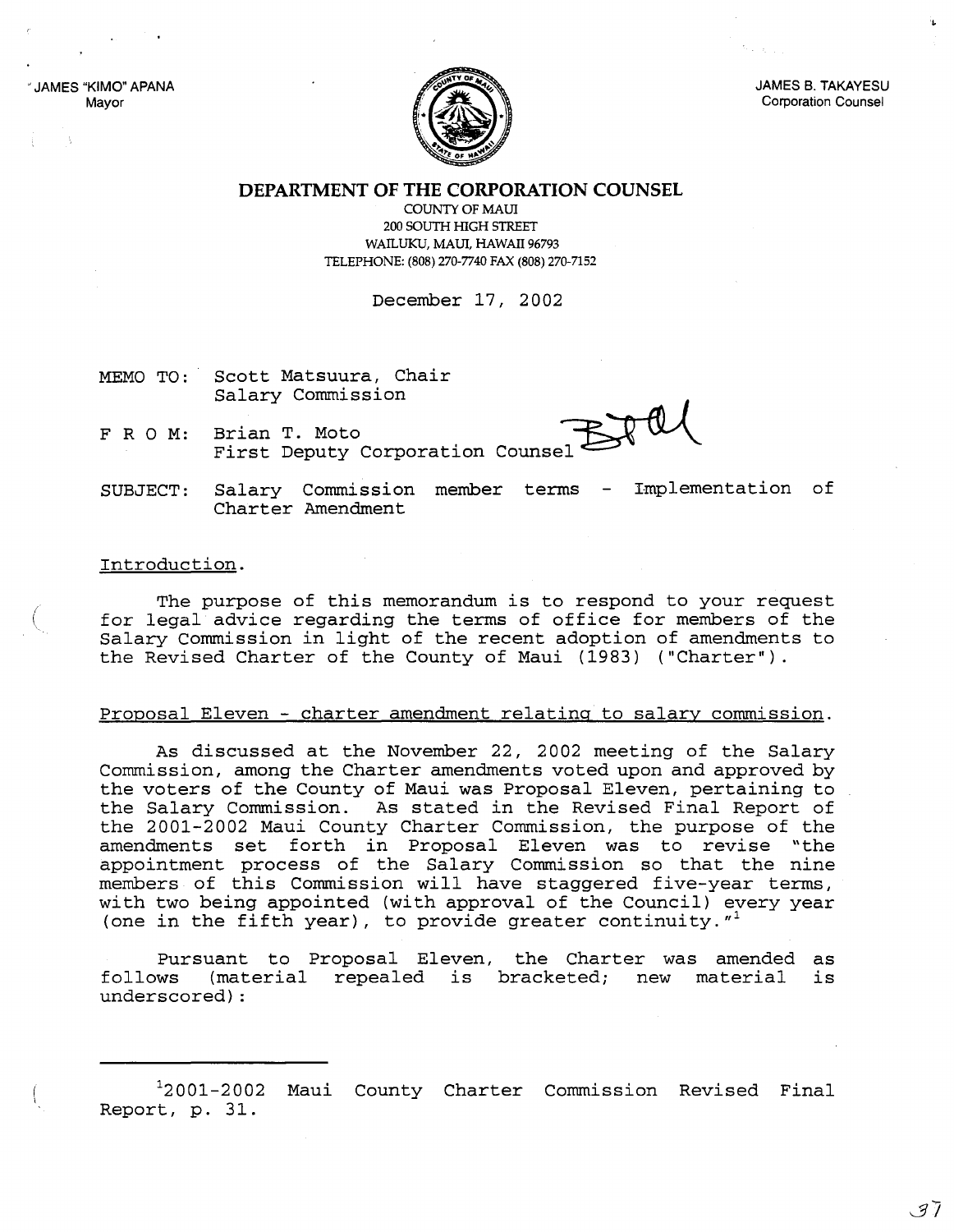JAMES "KIMO" APANA
Mayor

JAMES B. TAKAYESU
Corporation Counsel

# DEPARTMENT OF THE CORPORATION COUNSEL

COUNTY OF MAUI
200 SOUTH HIGH STREET
WAILUKU, MAUI, HAWAII 96793
TELEPHONE: (808) 270-7740 FAX (808) 270-7152

December 17, 2002

MEMO TO: Scott Matsuura, Chair
Salary Commission

F R O M: Brian T. Moto
First Deputy Corporation Counsel

SUBJECT: Salary Commission member terms - Implementation of Charter Amendment

Introduction.

The purpose of this memorandum is to respond to your request for legal advice regarding the terms of office for members of the Salary Commission in light of the recent adoption of amendments to the Revised Charter of the County of Maui (1983) ("Charter").

Proposal Eleven - charter amendment relating to salary commission.

As discussed at the November 22, 2002 meeting of the Salary Commission, among the Charter amendments voted upon and approved by the voters of the County of Maui was Proposal Eleven, pertaining to the Salary Commission. As stated in the Revised Final Report of the 2001-2002 Maui County Charter Commission, the purpose of the amendments set forth in Proposal Eleven was to revise "the appointment process of the Salary Commission so that the nine members of this Commission will have staggered five-year terms, with two being appointed (with approval of the Council) every year (one in the fifth year), to provide greater continuity."[1]

Pursuant to Proposal Eleven, the Charter was amended as follows (material repealed is bracketed; new material is underscored):

[1] 2001-2002 Maui County Charter Commission Revised Final Report, p. 31.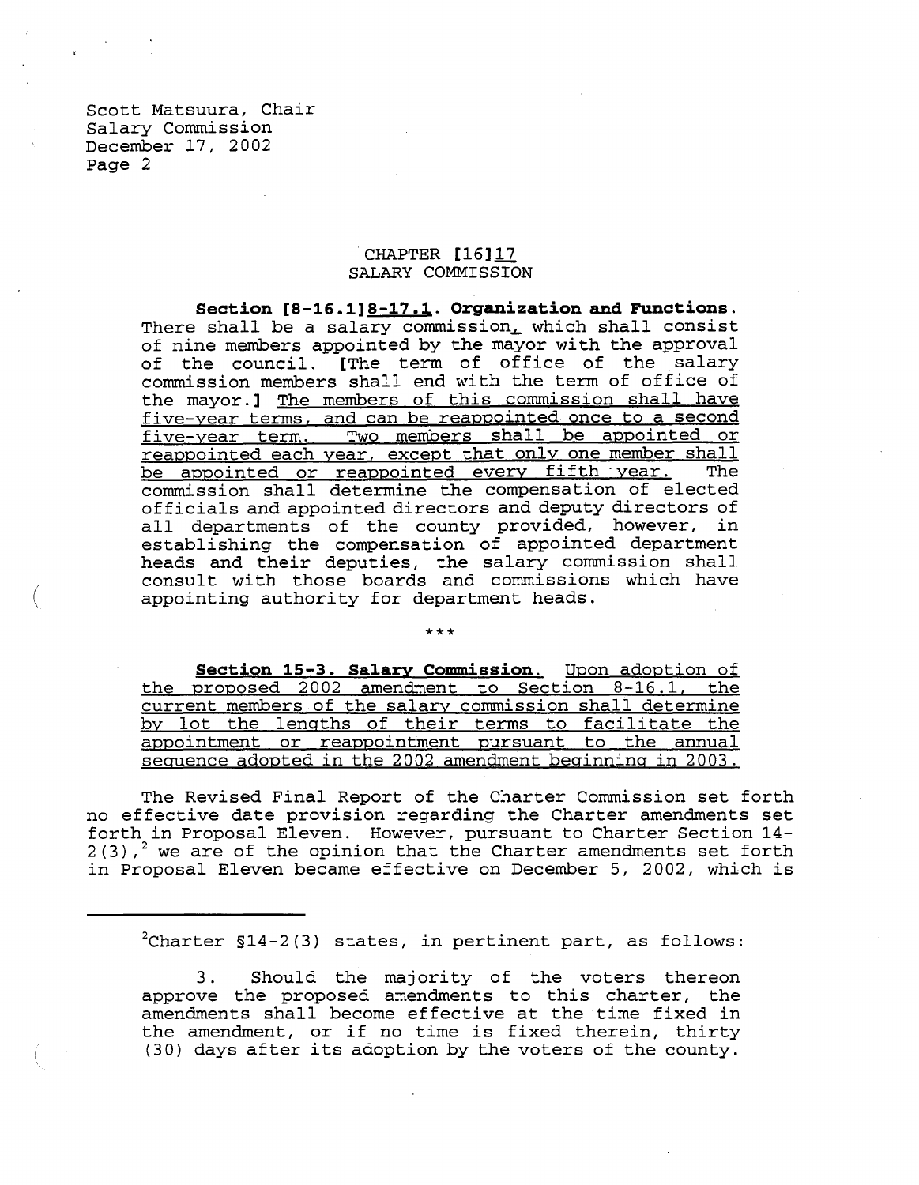Scott Matsuura, Chair
Salary Commission
December 17, 2002

CHAPTER [16]17
SALARY COMMISSION

**Section [8-16.1]8-17.1. Organization and Functions.** There shall be a salary commission, which shall consist of nine members appointed by the mayor with the approval of the council. [The term of office of the salary commission members shall end with the term of office of the mayor.] The members of this commission shall have five-year terms, and can be reappointed once to a second five-year term. Two members shall be appointed or reappointed each year, except that only one member shall be appointed or reappointed every fifth year. The commission shall determine the compensation of elected officials and appointed directors and deputy directors of all departments of the county provided, however, in establishing the compensation of appointed department heads and their deputies, the salary commission shall consult with those boards and commissions which have appointing authority for department heads.

***

**Section 15-3. Salary Commission.** Upon adoption of the proposed 2002 amendment to Section 8-16.1, the current members of the salary commission shall determine by lot the lengths of their terms to facilitate the appointment or reappointment pursuant to the annual sequence adopted in the 2002 amendment beginning in 2003.

The Revised Final Report of the Charter Commission set forth no effective date provision regarding the Charter amendments set forth in Proposal Eleven. However, pursuant to Charter Section 14-2(3),[2] we are of the opinion that the Charter amendments set forth in Proposal Eleven became effective on December 5, 2002, which is

---

[2]Charter §14-2(3) states, in pertinent part, as follows:

3. Should the majority of the voters thereon approve the proposed amendments to this charter, the amendments shall become effective at the time fixed in the amendment, or if no time is fixed therein, thirty (30) days after its adoption by the voters of the county.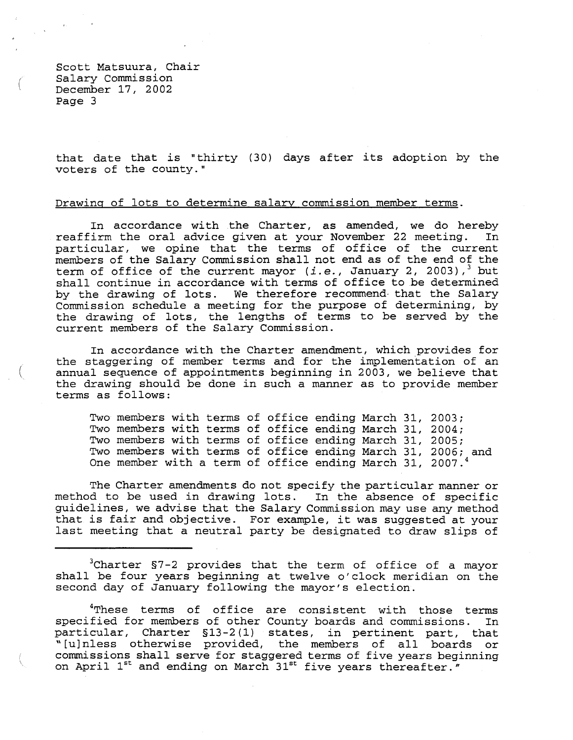that date that is "thirty (30) days after its adoption by the voters of the county."

Drawing of lots to determine salary commission member terms.

In accordance with the Charter, as amended, we do hereby reaffirm the oral advice given at your November 22 meeting. In particular, we opine that the terms of office of the current members of the Salary Commission shall not end as of the end of the term of office of the current mayor (*i.e.*, January 2, 2003),[3] but shall continue in accordance with terms of office to be determined by the drawing of lots. We therefore recommend that the Salary Commission schedule a meeting for the purpose of determining, by the drawing of lots, the lengths of terms to be served by the current members of the Salary Commission.

In accordance with the Charter amendment, which provides for the staggering of member terms and for the implementation of an annual sequence of appointments beginning in 2003, we believe that the drawing should be done in such a manner as to provide member terms as follows:

Two members with terms of office ending March 31, 2003;
Two members with terms of office ending March 31, 2004;
Two members with terms of office ending March 31, 2005;
Two members with terms of office ending March 31, 2006; and
One member with a term of office ending March 31, 2007.[4]

The Charter amendments do not specify the particular manner or method to be used in drawing lots. In the absence of specific guidelines, we advise that the Salary Commission may use any method that is fair and objective. For example, it was suggested at your last meeting that a neutral party be designated to draw slips of

---

[3] Charter §7-2 provides that the term of office of a mayor shall be four years beginning at twelve o'clock meridian on the second day of January following the mayor's election.

[4] These terms of office are consistent with those terms specified for members of other County boards and commissions. In particular, Charter §13-2(1) states, in pertinent part, that "[u]nless otherwise provided, the members of all boards or commissions shall serve for staggered terms of five years beginning on April 1st and ending on March 31st five years thereafter."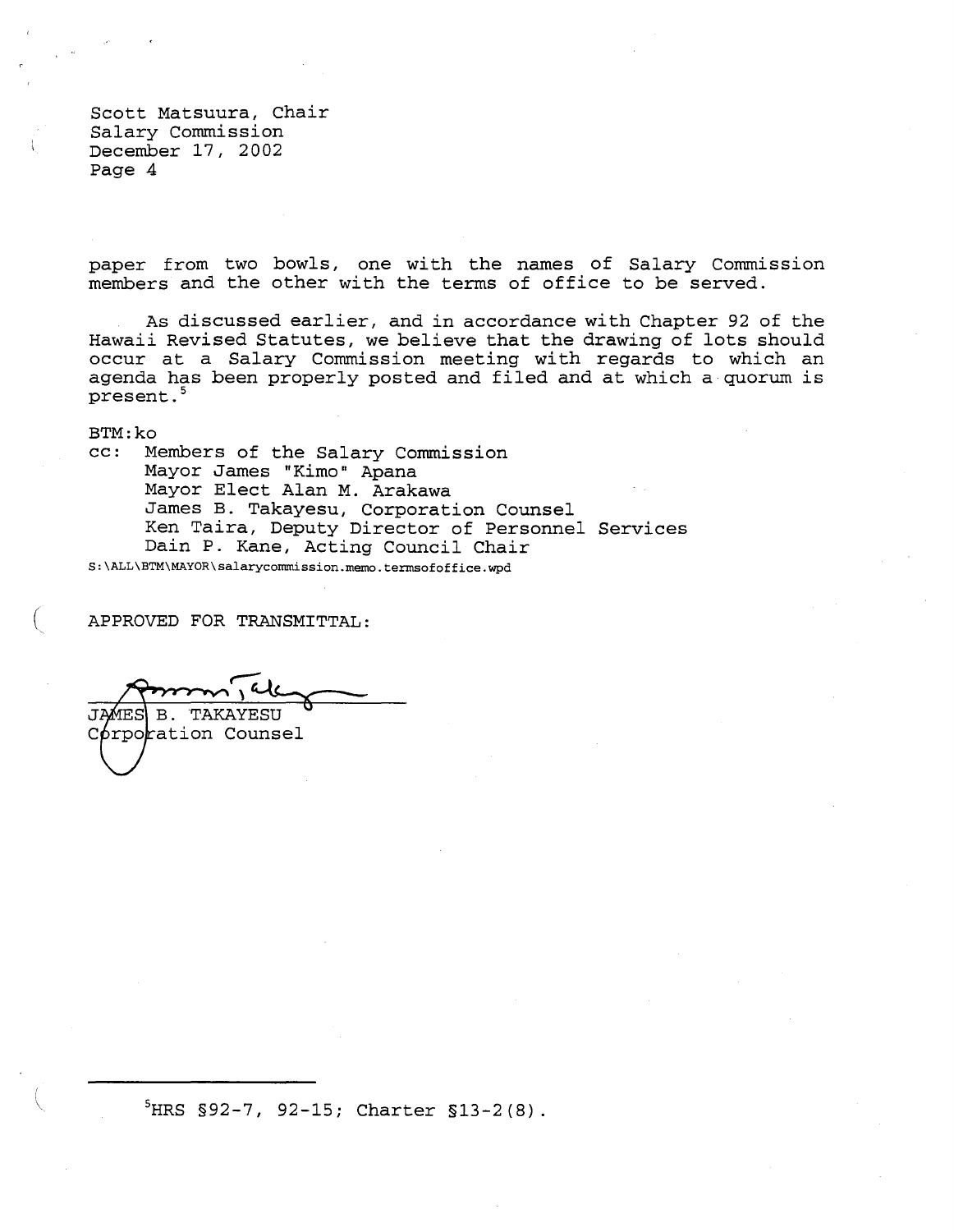paper from two bowls, one with the names of Salary Commission members and the other with the terms of office to be served.

As discussed earlier, and in accordance with Chapter 92 of the Hawaii Revised Statutes, we believe that the drawing of lots should occur at a Salary Commission meeting with regards to which an agenda has been properly posted and filed and at which a quorum is present.[5]

BTM:ko

cc: Members of the Salary Commission
Mayor James "Kimo" Apana
Mayor Elect Alan M. Arakawa
James B. Takayesu, Corporation Counsel
Ken Taira, Deputy Director of Personnel Services
Dain P. Kane, Acting Council Chair

S:\ALL\BTM\MAYOR\salarycommission.memo.termsofoffice.wpd

APPROVED FOR TRANSMITTAL:

JAMES B. TAKAYESU
Corporation Counsel

---

[5] HRS §92-7, 92-15; Charter §13-2(8).